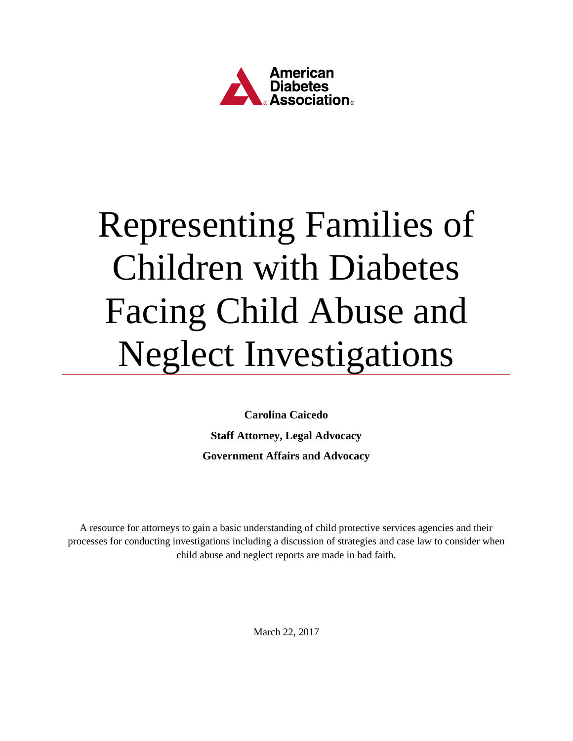American Diabetes Association

# Representing Families of Children with Diabetes Facing Child Abuse and Neglect Investigations

**Carolina Caicedo**

**Staff Attorney, Legal Advocacy**

**Government Affairs and Advocacy**

A resource for attorneys to gain a basic understanding of child protective services agencies and their processes for conducting investigations including a discussion of strategies and case law to consider when child abuse and neglect reports are made in bad faith.

March 22, 2017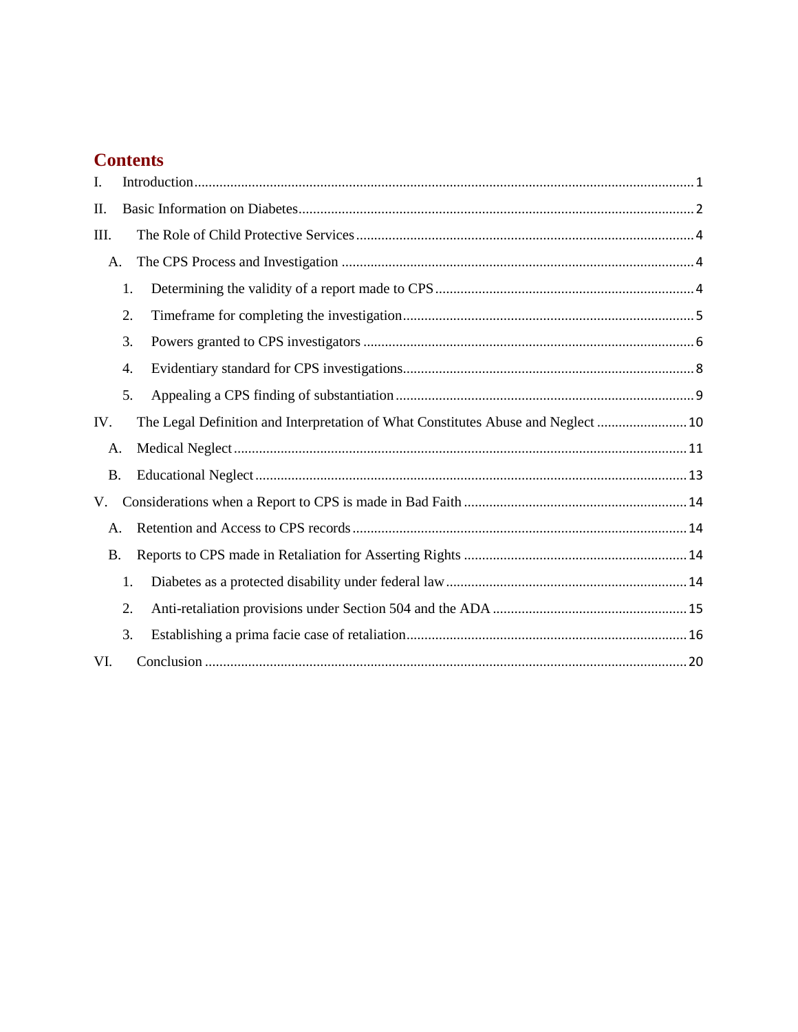# Contents

I. Introduction ........ 1

II. Basic Information on Diabetes ........ 2

III. The Role of Child Protective Services ........ 4

- A. The CPS Process and Investigation ........ 4
  1. Determining the validity of a report made to CPS ........ 4
  2. Timeframe for completing the investigation ........ 5
  3. Powers granted to CPS investigators ........ 6
  4. Evidentiary standard for CPS investigations ........ 8
  5. Appealing a CPS finding of substantiation ........ 9

IV. The Legal Definition and Interpretation of What Constitutes Abuse and Neglect ........ 10

- A. Medical Neglect ........ 11
- B. Educational Neglect ........ 13

V. Considerations when a Report to CPS is made in Bad Faith ........ 14

- A. Retention and Access to CPS records ........ 14
- B. Reports to CPS made in Retaliation for Asserting Rights ........ 14
  1. Diabetes as a protected disability under federal law ........ 14
  2. Anti-retaliation provisions under Section 504 and the ADA ........ 15
  3. Establishing a prima facie case of retaliation ........ 16

VI. Conclusion ........ 20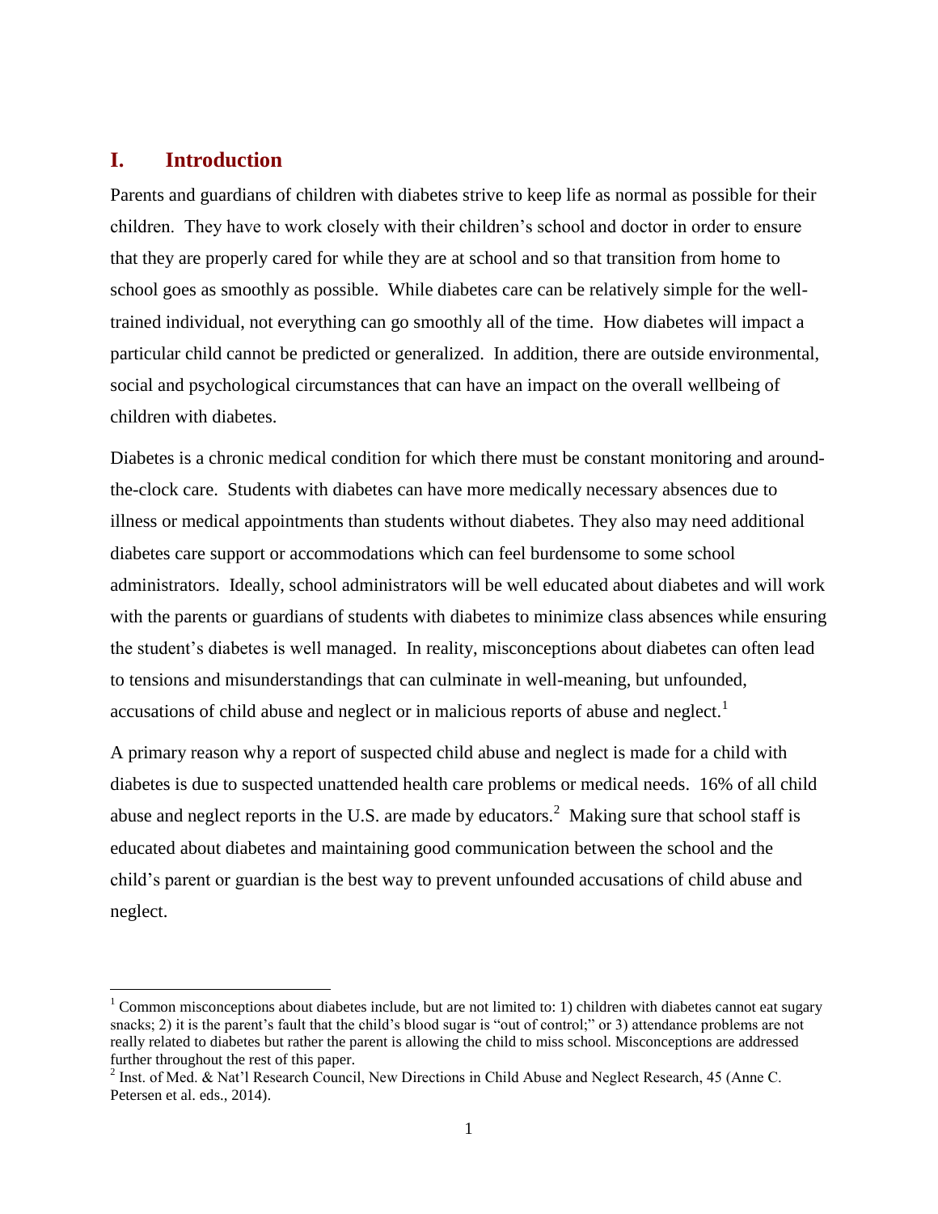## I. Introduction

Parents and guardians of children with diabetes strive to keep life as normal as possible for their children. They have to work closely with their children's school and doctor in order to ensure that they are properly cared for while they are at school and so that transition from home to school goes as smoothly as possible. While diabetes care can be relatively simple for the well-trained individual, not everything can go smoothly all of the time. How diabetes will impact a particular child cannot be predicted or generalized. In addition, there are outside environmental, social and psychological circumstances that can have an impact on the overall wellbeing of children with diabetes.

Diabetes is a chronic medical condition for which there must be constant monitoring and around-the-clock care. Students with diabetes can have more medically necessary absences due to illness or medical appointments than students without diabetes. They also may need additional diabetes care support or accommodations which can feel burdensome to some school administrators. Ideally, school administrators will be well educated about diabetes and will work with the parents or guardians of students with diabetes to minimize class absences while ensuring the student's diabetes is well managed. In reality, misconceptions about diabetes can often lead to tensions and misunderstandings that can culminate in well-meaning, but unfounded, accusations of child abuse and neglect or in malicious reports of abuse and neglect.[1]

A primary reason why a report of suspected child abuse and neglect is made for a child with diabetes is due to suspected unattended health care problems or medical needs. 16% of all child abuse and neglect reports in the U.S. are made by educators.[2] Making sure that school staff is educated about diabetes and maintaining good communication between the school and the child's parent or guardian is the best way to prevent unfounded accusations of child abuse and neglect.

---

[1] Common misconceptions about diabetes include, but are not limited to: 1) children with diabetes cannot eat sugary snacks; 2) it is the parent's fault that the child's blood sugar is "out of control;" or 3) attendance problems are not really related to diabetes but rather the parent is allowing the child to miss school. Misconceptions are addressed further throughout the rest of this paper.

[2] Inst. of Med. & Nat'l Research Council, New Directions in Child Abuse and Neglect Research, 45 (Anne C. Petersen et al. eds., 2014).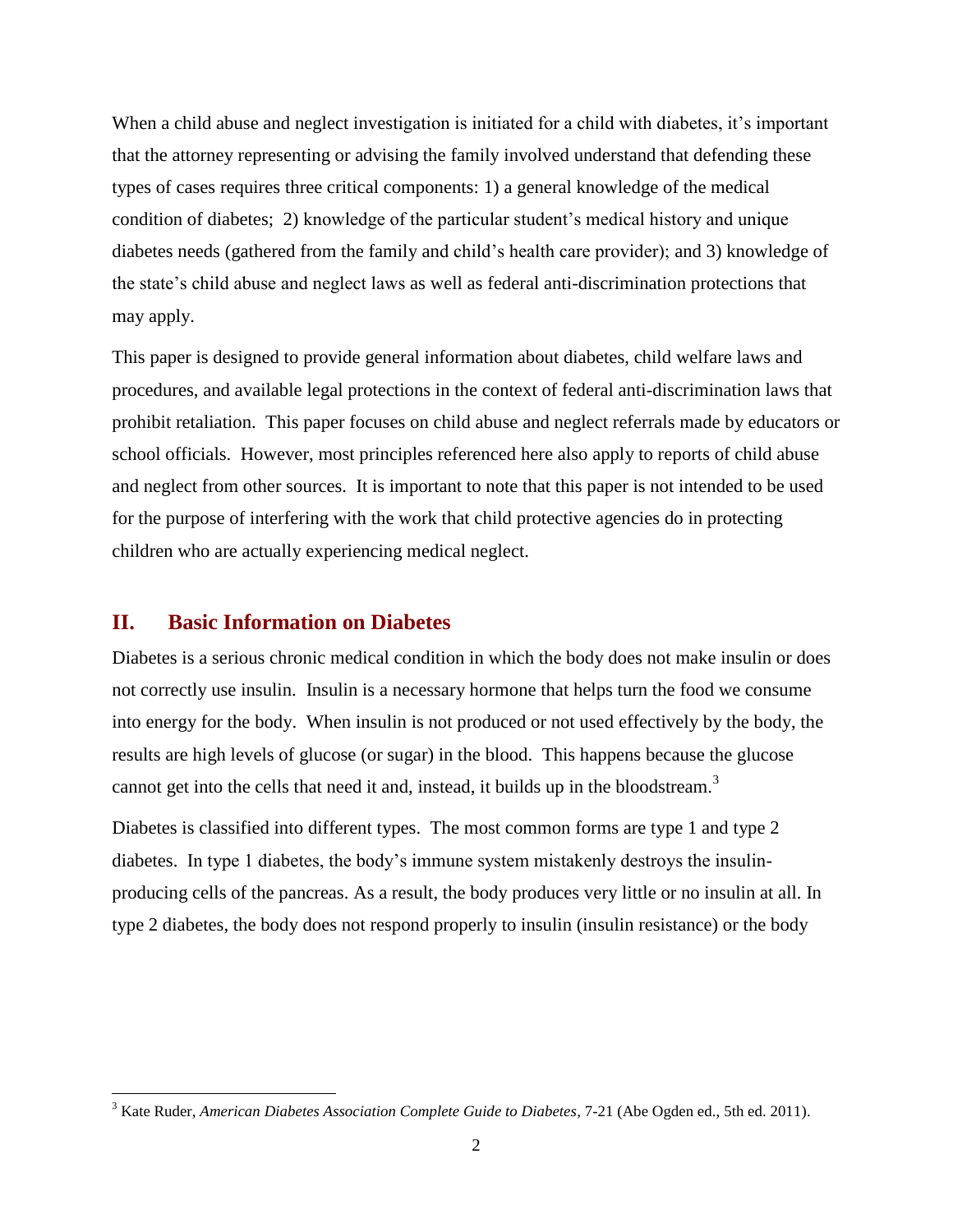When a child abuse and neglect investigation is initiated for a child with diabetes, it's important that the attorney representing or advising the family involved understand that defending these types of cases requires three critical components: 1) a general knowledge of the medical condition of diabetes; 2) knowledge of the particular student's medical history and unique diabetes needs (gathered from the family and child's health care provider); and 3) knowledge of the state's child abuse and neglect laws as well as federal anti-discrimination protections that may apply.

This paper is designed to provide general information about diabetes, child welfare laws and procedures, and available legal protections in the context of federal anti-discrimination laws that prohibit retaliation. This paper focuses on child abuse and neglect referrals made by educators or school officials. However, most principles referenced here also apply to reports of child abuse and neglect from other sources. It is important to note that this paper is not intended to be used for the purpose of interfering with the work that child protective agencies do in protecting children who are actually experiencing medical neglect.

## II. Basic Information on Diabetes

Diabetes is a serious chronic medical condition in which the body does not make insulin or does not correctly use insulin. Insulin is a necessary hormone that helps turn the food we consume into energy for the body. When insulin is not produced or not used effectively by the body, the results are high levels of glucose (or sugar) in the blood. This happens because the glucose cannot get into the cells that need it and, instead, it builds up in the bloodstream.[3]

Diabetes is classified into different types. The most common forms are type 1 and type 2 diabetes. In type 1 diabetes, the body's immune system mistakenly destroys the insulin-producing cells of the pancreas. As a result, the body produces very little or no insulin at all. In type 2 diabetes, the body does not respond properly to insulin (insulin resistance) or the body

[3] Kate Ruder, *American Diabetes Association Complete Guide to Diabetes*, 7-21 (Abe Ogden ed., 5th ed. 2011).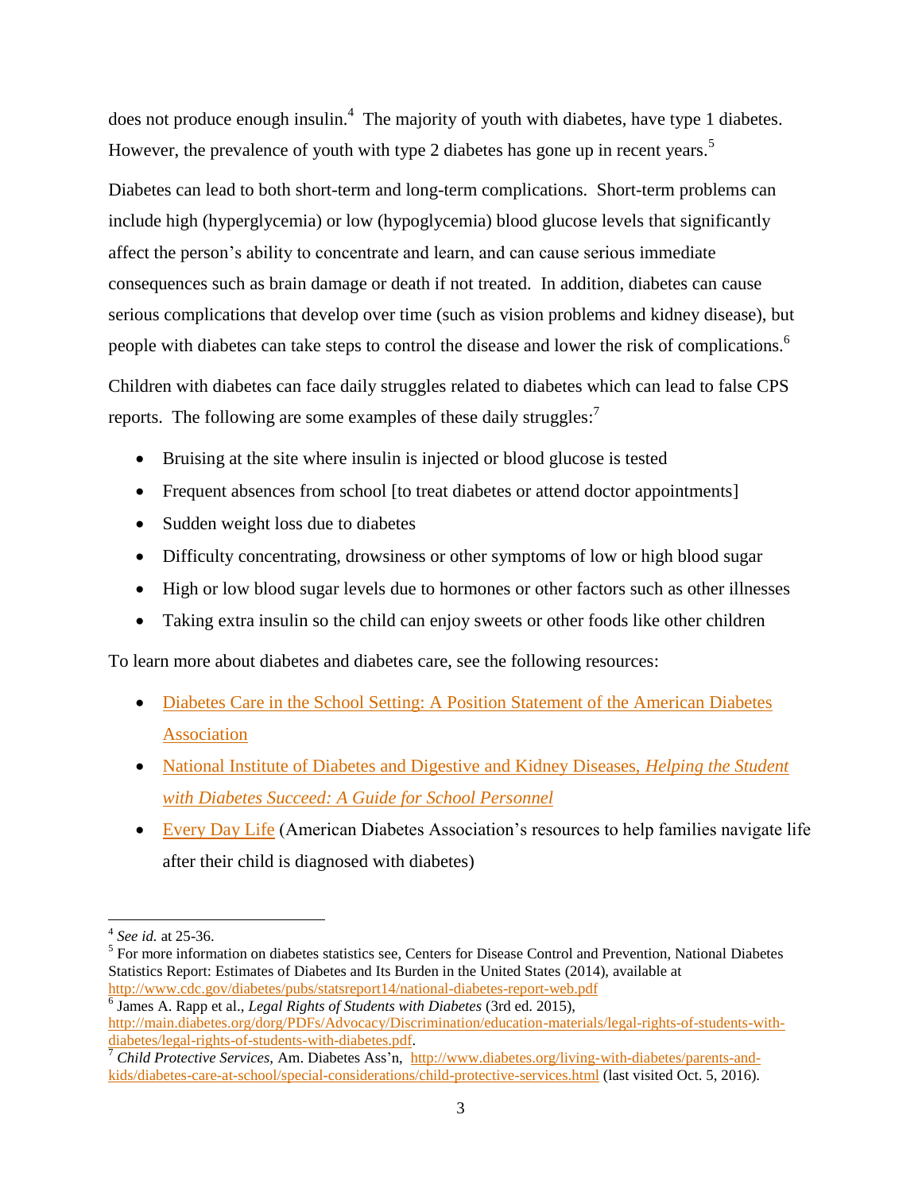does not produce enough insulin.[4] The majority of youth with diabetes, have type 1 diabetes. However, the prevalence of youth with type 2 diabetes has gone up in recent years.[5]

Diabetes can lead to both short-term and long-term complications. Short-term problems can include high (hyperglycemia) or low (hypoglycemia) blood glucose levels that significantly affect the person's ability to concentrate and learn, and can cause serious immediate consequences such as brain damage or death if not treated. In addition, diabetes can cause serious complications that develop over time (such as vision problems and kidney disease), but people with diabetes can take steps to control the disease and lower the risk of complications.[6]

Children with diabetes can face daily struggles related to diabetes which can lead to false CPS reports. The following are some examples of these daily struggles:[7]

- Bruising at the site where insulin is injected or blood glucose is tested
- Frequent absences from school [to treat diabetes or attend doctor appointments]
- Sudden weight loss due to diabetes
- Difficulty concentrating, drowsiness or other symptoms of low or high blood sugar
- High or low blood sugar levels due to hormones or other factors such as other illnesses
- Taking extra insulin so the child can enjoy sweets or other foods like other children

To learn more about diabetes and diabetes care, see the following resources:

- Diabetes Care in the School Setting: A Position Statement of the American Diabetes Association
- National Institute of Diabetes and Digestive and Kidney Diseases, *Helping the Student with Diabetes Succeed: A Guide for School Personnel*
- Every Day Life (American Diabetes Association's resources to help families navigate life after their child is diagnosed with diabetes)

---

[4] *See id.* at 25-36.

[5] For more information on diabetes statistics see, Centers for Disease Control and Prevention, National Diabetes Statistics Report: Estimates of Diabetes and Its Burden in the United States (2014), available at http://www.cdc.gov/diabetes/pubs/statsreport14/national-diabetes-report-web.pdf

[6] James A. Rapp et al., *Legal Rights of Students with Diabetes* (3rd ed. 2015), http://main.diabetes.org/dorg/PDFs/Advocacy/Discrimination/education-materials/legal-rights-of-students-with-diabetes/legal-rights-of-students-with-diabetes.pdf.

[7] *Child Protective Services,* Am. Diabetes Ass'n, http://www.diabetes.org/living-with-diabetes/parents-and-kids/diabetes-care-at-school/special-considerations/child-protective-services.html (last visited Oct. 5, 2016).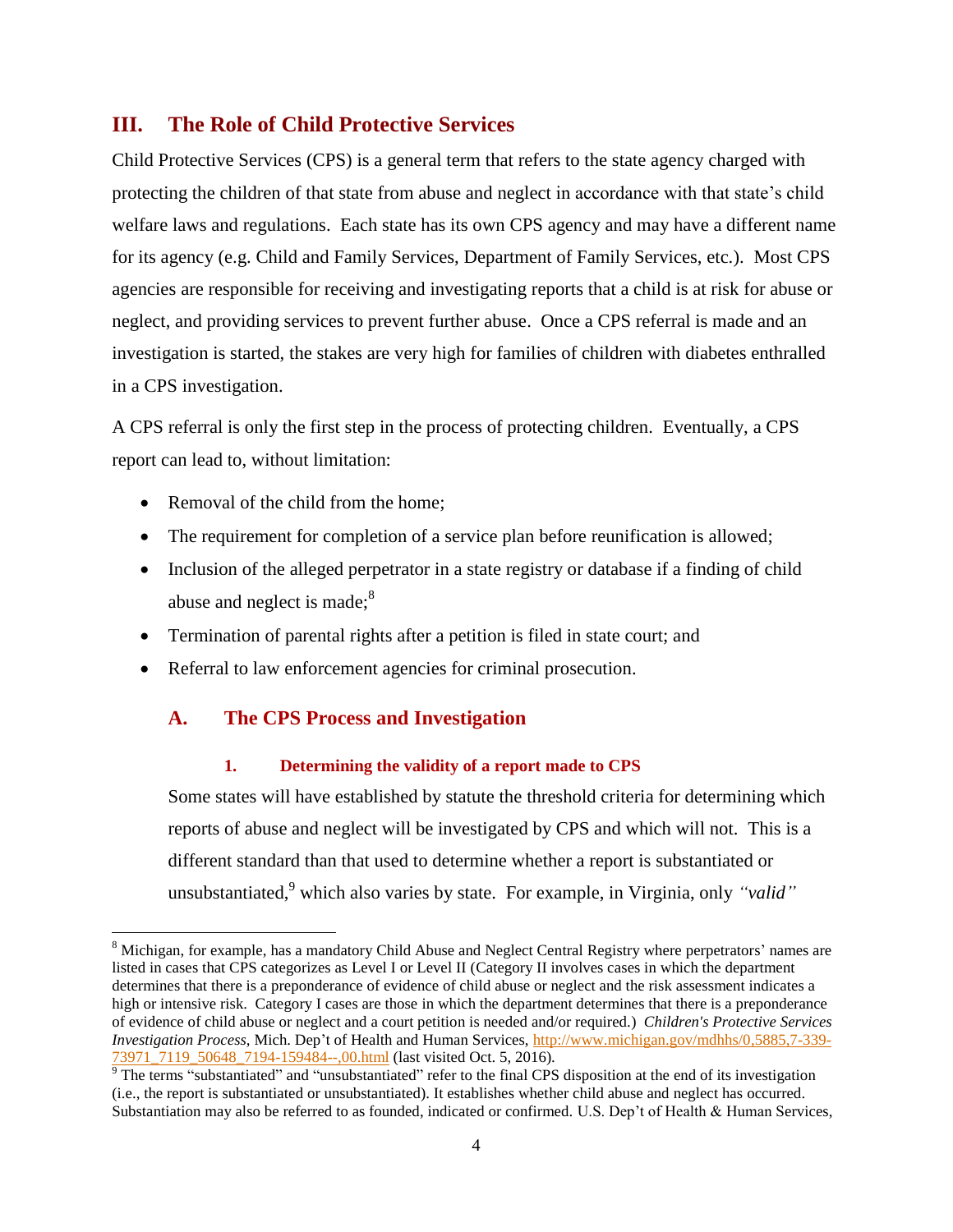## III. The Role of Child Protective Services

Child Protective Services (CPS) is a general term that refers to the state agency charged with protecting the children of that state from abuse and neglect in accordance with that state's child welfare laws and regulations. Each state has its own CPS agency and may have a different name for its agency (e.g. Child and Family Services, Department of Family Services, etc.). Most CPS agencies are responsible for receiving and investigating reports that a child is at risk for abuse or neglect, and providing services to prevent further abuse. Once a CPS referral is made and an investigation is started, the stakes are very high for families of children with diabetes enthralled in a CPS investigation.

A CPS referral is only the first step in the process of protecting children. Eventually, a CPS report can lead to, without limitation:

- Removal of the child from the home;
- The requirement for completion of a service plan before reunification is allowed;
- Inclusion of the alleged perpetrator in a state registry or database if a finding of child abuse and neglect is made;[8]
- Termination of parental rights after a petition is filed in state court; and
- Referral to law enforcement agencies for criminal prosecution.

### A. The CPS Process and Investigation

#### 1. Determining the validity of a report made to CPS

Some states will have established by statute the threshold criteria for determining which reports of abuse and neglect will be investigated by CPS and which will not. This is a different standard than that used to determine whether a report is substantiated or unsubstantiated,[9] which also varies by state. For example, in Virginia, only *"valid"*

---

[8] Michigan, for example, has a mandatory Child Abuse and Neglect Central Registry where perpetrators' names are listed in cases that CPS categorizes as Level I or Level II (Category II involves cases in which the department determines that there is a preponderance of evidence of child abuse or neglect and the risk assessment indicates a high or intensive risk. Category I cases are those in which the department determines that there is a preponderance of evidence of child abuse or neglect and a court petition is needed and/or required.) *Children's Protective Services Investigation Process*, Mich. Dep't of Health and Human Services, http://www.michigan.gov/mdhhs/0,5885,7-339-73971_7119_50648_7194-159484--,00.html (last visited Oct. 5, 2016).

[9] The terms "substantiated" and "unsubstantiated" refer to the final CPS disposition at the end of its investigation (i.e., the report is substantiated or unsubstantiated). It establishes whether child abuse and neglect has occurred. Substantiation may also be referred to as founded, indicated or confirmed. U.S. Dep't of Health & Human Services,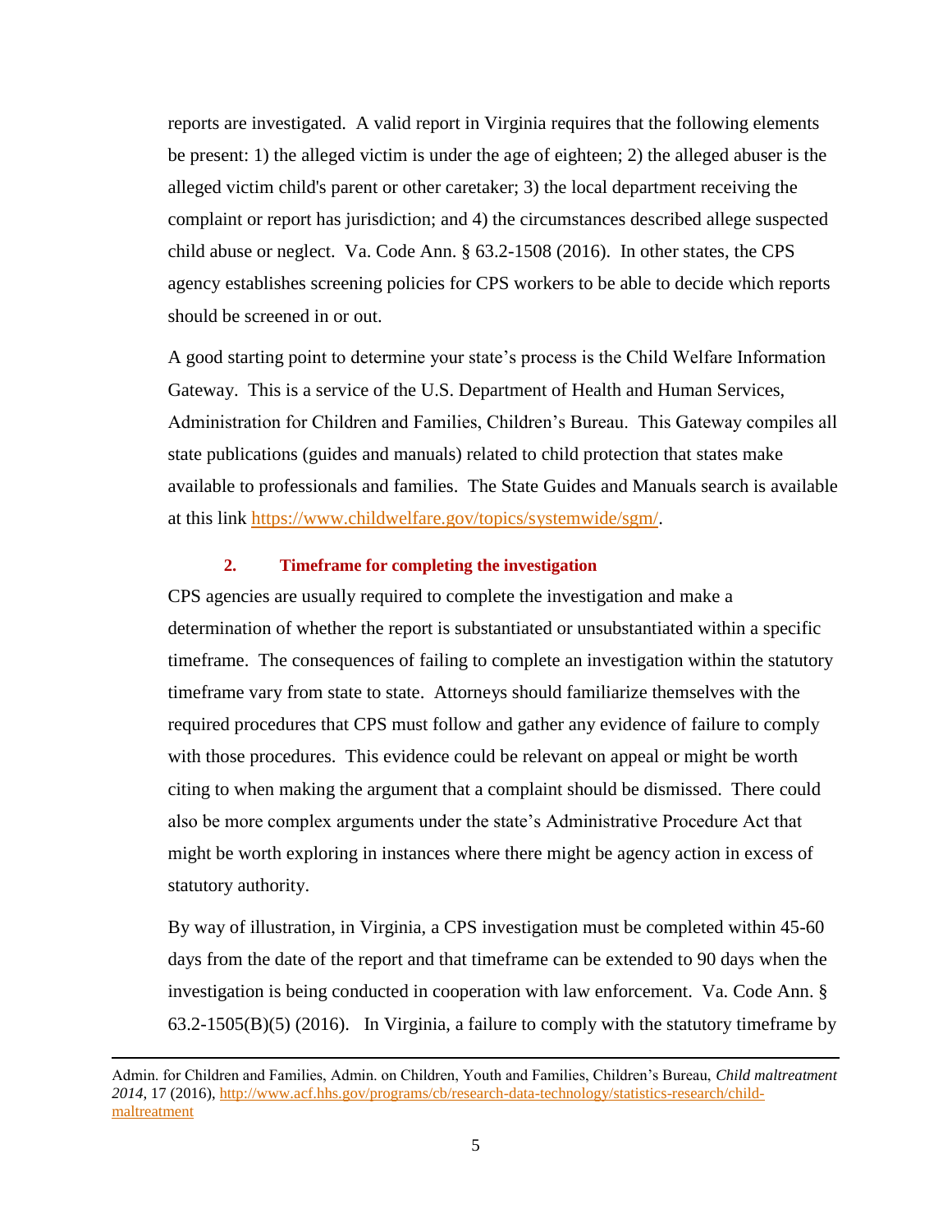reports are investigated. A valid report in Virginia requires that the following elements be present: 1) the alleged victim is under the age of eighteen; 2) the alleged abuser is the alleged victim child's parent or other caretaker; 3) the local department receiving the complaint or report has jurisdiction; and 4) the circumstances described allege suspected child abuse or neglect. Va. Code Ann. § 63.2-1508 (2016). In other states, the CPS agency establishes screening policies for CPS workers to be able to decide which reports should be screened in or out.

A good starting point to determine your state's process is the Child Welfare Information Gateway. This is a service of the U.S. Department of Health and Human Services, Administration for Children and Families, Children's Bureau. This Gateway compiles all state publications (guides and manuals) related to child protection that states make available to professionals and families. The State Guides and Manuals search is available at this link [https://www.childwelfare.gov/topics/systemwide/sgm/](https://www.childwelfare.gov/topics/systemwide/sgm/).

### 2. Timeframe for completing the investigation

CPS agencies are usually required to complete the investigation and make a determination of whether the report is substantiated or unsubstantiated within a specific timeframe. The consequences of failing to complete an investigation within the statutory timeframe vary from state to state. Attorneys should familiarize themselves with the required procedures that CPS must follow and gather any evidence of failure to comply with those procedures. This evidence could be relevant on appeal or might be worth citing to when making the argument that a complaint should be dismissed. There could also be more complex arguments under the state's Administrative Procedure Act that might be worth exploring in instances where there might be agency action in excess of statutory authority.

By way of illustration, in Virginia, a CPS investigation must be completed within 45-60 days from the date of the report and that timeframe can be extended to 90 days when the investigation is being conducted in cooperation with law enforcement. Va. Code Ann. § 63.2-1505(B)(5) (2016). In Virginia, a failure to comply with the statutory timeframe by

---

Admin. for Children and Families, Admin. on Children, Youth and Families, Children's Bureau, *Child maltreatment 2014*, 17 (2016), [http://www.acf.hhs.gov/programs/cb/research-data-technology/statistics-research/child-maltreatment](http://www.acf.hhs.gov/programs/cb/research-data-technology/statistics-research/child-maltreatment)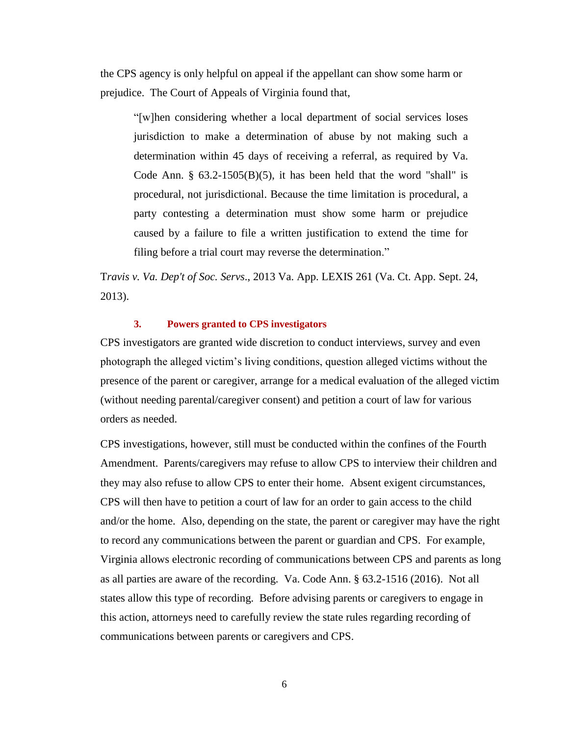the CPS agency is only helpful on appeal if the appellant can show some harm or prejudice. The Court of Appeals of Virginia found that,

> "[w]hen considering whether a local department of social services loses jurisdiction to make a determination of abuse by not making such a determination within 45 days of receiving a referral, as required by Va. Code Ann. § 63.2-1505(B)(5), it has been held that the word "shall" is procedural, not jurisdictional. Because the time limitation is procedural, a party contesting a determination must show some harm or prejudice caused by a failure to file a written justification to extend the time for filing before a trial court may reverse the determination."

T*ravis v. Va. Dep't of Soc. Servs*., 2013 Va. App. LEXIS 261 (Va. Ct. App. Sept. 24, 2013).

### 3. Powers granted to CPS investigators

CPS investigators are granted wide discretion to conduct interviews, survey and even photograph the alleged victim's living conditions, question alleged victims without the presence of the parent or caregiver, arrange for a medical evaluation of the alleged victim (without needing parental/caregiver consent) and petition a court of law for various orders as needed.

CPS investigations, however, still must be conducted within the confines of the Fourth Amendment. Parents/caregivers may refuse to allow CPS to interview their children and they may also refuse to allow CPS to enter their home. Absent exigent circumstances, CPS will then have to petition a court of law for an order to gain access to the child and/or the home. Also, depending on the state, the parent or caregiver may have the right to record any communications between the parent or guardian and CPS. For example, Virginia allows electronic recording of communications between CPS and parents as long as all parties are aware of the recording. Va. Code Ann. § 63.2-1516 (2016). Not all states allow this type of recording. Before advising parents or caregivers to engage in this action, attorneys need to carefully review the state rules regarding recording of communications between parents or caregivers and CPS.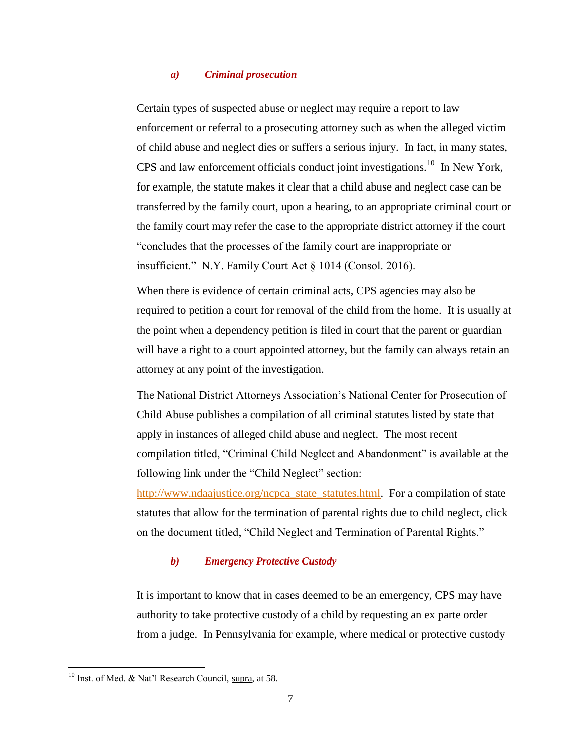#### *a) Criminal prosecution*

Certain types of suspected abuse or neglect may require a report to law enforcement or referral to a prosecuting attorney such as when the alleged victim of child abuse and neglect dies or suffers a serious injury. In fact, in many states, CPS and law enforcement officials conduct joint investigations.[10] In New York, for example, the statute makes it clear that a child abuse and neglect case can be transferred by the family court, upon a hearing, to an appropriate criminal court or the family court may refer the case to the appropriate district attorney if the court "concludes that the processes of the family court are inappropriate or insufficient." N.Y. Family Court Act § 1014 (Consol. 2016).

When there is evidence of certain criminal acts, CPS agencies may also be required to petition a court for removal of the child from the home. It is usually at the point when a dependency petition is filed in court that the parent or guardian will have a right to a court appointed attorney, but the family can always retain an attorney at any point of the investigation.

The National District Attorneys Association's National Center for Prosecution of Child Abuse publishes a compilation of all criminal statutes listed by state that apply in instances of alleged child abuse and neglect. The most recent compilation titled, "Criminal Child Neglect and Abandonment" is available at the following link under the "Child Neglect" section: http://www.ndaajustice.org/ncpca_state_statutes.html. For a compilation of state statutes that allow for the termination of parental rights due to child neglect, click on the document titled, "Child Neglect and Termination of Parental Rights."

#### *b) Emergency Protective Custody*

It is important to know that in cases deemed to be an emergency, CPS may have authority to take protective custody of a child by requesting an ex parte order from a judge. In Pennsylvania for example, where medical or protective custody

---

[10] Inst. of Med. & Nat'l Research Council, supra, at 58.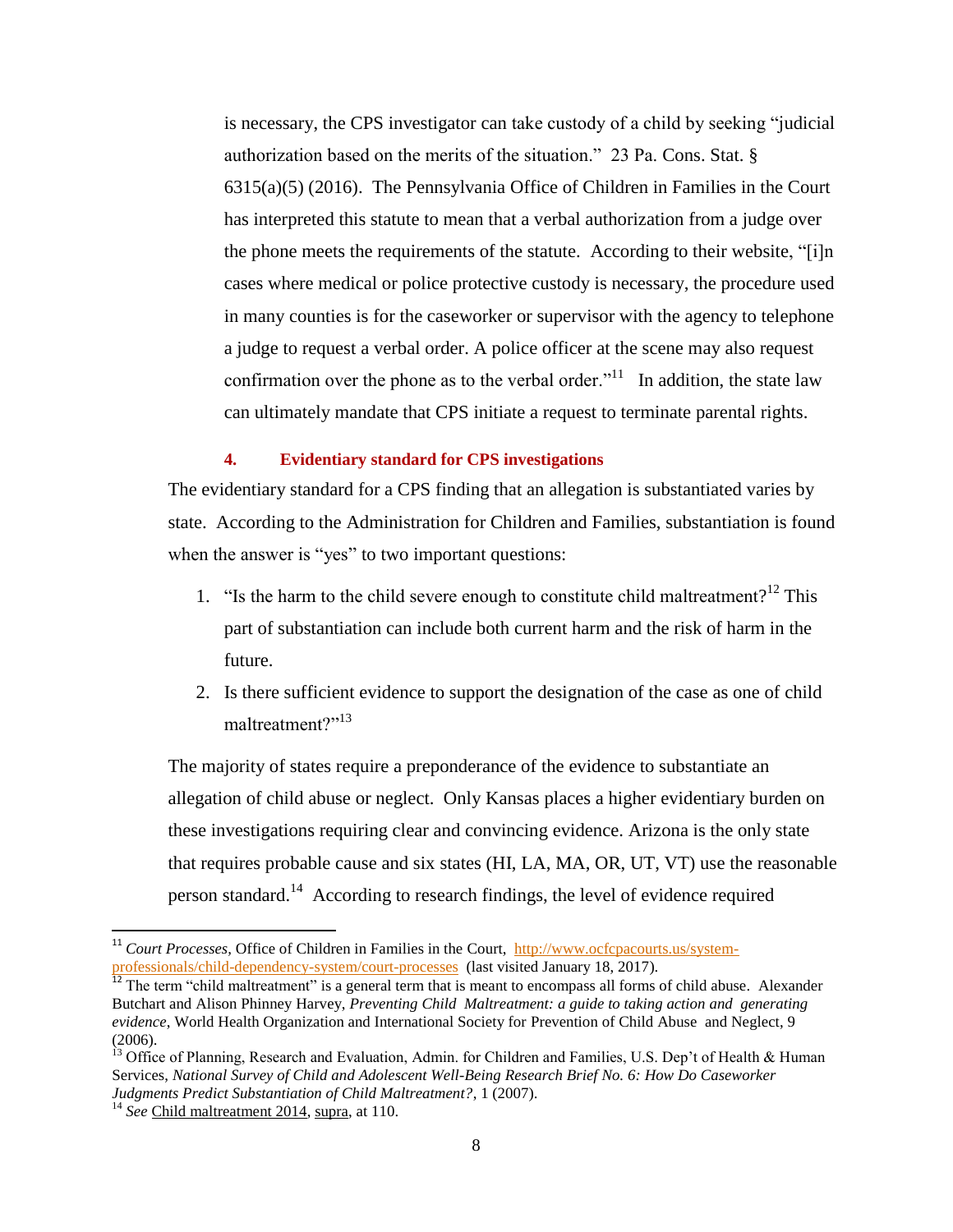is necessary, the CPS investigator can take custody of a child by seeking "judicial authorization based on the merits of the situation." 23 Pa. Cons. Stat. § 6315(a)(5) (2016). The Pennsylvania Office of Children in Families in the Court has interpreted this statute to mean that a verbal authorization from a judge over the phone meets the requirements of the statute. According to their website, "[i]n cases where medical or police protective custody is necessary, the procedure used in many counties is for the caseworker or supervisor with the agency to telephone a judge to request a verbal order. A police officer at the scene may also request confirmation over the phone as to the verbal order."[11] In addition, the state law can ultimately mandate that CPS initiate a request to terminate parental rights.

#### 4. Evidentiary standard for CPS investigations

The evidentiary standard for a CPS finding that an allegation is substantiated varies by state. According to the Administration for Children and Families, substantiation is found when the answer is "yes" to two important questions:

1. "Is the harm to the child severe enough to constitute child maltreatment?[12] This part of substantiation can include both current harm and the risk of harm in the future.
2. Is there sufficient evidence to support the designation of the case as one of child maltreatment?"[13]

The majority of states require a preponderance of the evidence to substantiate an allegation of child abuse or neglect. Only Kansas places a higher evidentiary burden on these investigations requiring clear and convincing evidence. Arizona is the only state that requires probable cause and six states (HI, LA, MA, OR, UT, VT) use the reasonable person standard.[14] According to research findings, the level of evidence required

---

[11] *Court Processes*, Office of Children in Families in the Court, http://www.ocfcpacourts.us/system-professionals/child-dependency-system/court-processes (last visited January 18, 2017).

[12] The term "child maltreatment" is a general term that is meant to encompass all forms of child abuse. Alexander Butchart and Alison Phinney Harvey, *Preventing Child Maltreatment: a guide to taking action and generating evidence*, World Health Organization and International Society for Prevention of Child Abuse and Neglect, 9 (2006).

[13] Office of Planning, Research and Evaluation, Admin. for Children and Families, U.S. Dep't of Health & Human Services, *National Survey of Child and Adolescent Well-Being Research Brief No. 6: How Do Caseworker Judgments Predict Substantiation of Child Maltreatment?*, 1 (2007).

[14] *See* Child maltreatment 2014, supra, at 110.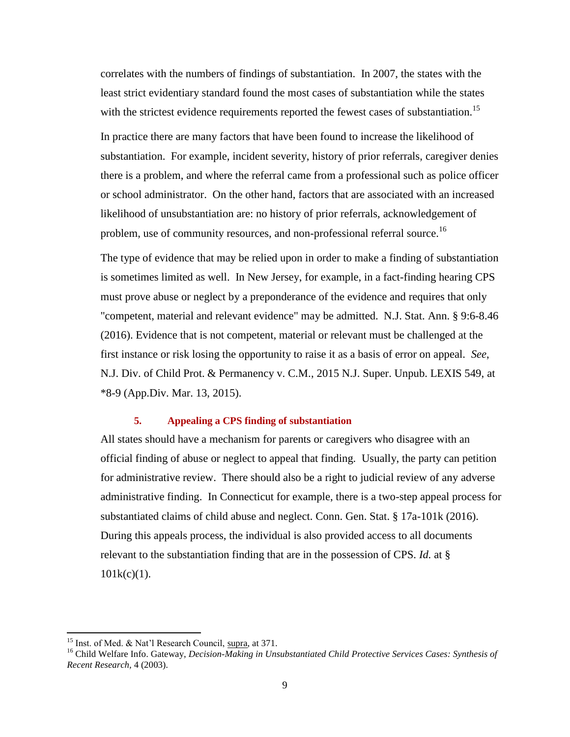correlates with the numbers of findings of substantiation. In 2007, the states with the least strict evidentiary standard found the most cases of substantiation while the states with the strictest evidence requirements reported the fewest cases of substantiation.[15]

In practice there are many factors that have been found to increase the likelihood of substantiation. For example, incident severity, history of prior referrals, caregiver denies there is a problem, and where the referral came from a professional such as police officer or school administrator. On the other hand, factors that are associated with an increased likelihood of unsubstantiation are: no history of prior referrals, acknowledgement of problem, use of community resources, and non-professional referral source.[16]

The type of evidence that may be relied upon in order to make a finding of substantiation is sometimes limited as well. In New Jersey, for example, in a fact-finding hearing CPS must prove abuse or neglect by a preponderance of the evidence and requires that only "competent, material and relevant evidence" may be admitted. N.J. Stat. Ann. § 9:6-8.46 (2016). Evidence that is not competent, material or relevant must be challenged at the first instance or risk losing the opportunity to raise it as a basis of error on appeal. *See*, N.J. Div. of Child Prot. & Permanency v. C.M., 2015 N.J. Super. Unpub. LEXIS 549, at *8-9 (App.Div. Mar. 13, 2015).

### 5. Appealing a CPS finding of substantiation

All states should have a mechanism for parents or caregivers who disagree with an official finding of abuse or neglect to appeal that finding. Usually, the party can petition for administrative review. There should also be a right to judicial review of any adverse administrative finding. In Connecticut for example, there is a two-step appeal process for substantiated claims of child abuse and neglect. Conn. Gen. Stat. § 17a-101k (2016). During this appeals process, the individual is also provided access to all documents relevant to the substantiation finding that are in the possession of CPS. *Id.* at § 101k(c)(1).

---

[15] Inst. of Med. & Nat'l Research Council, supra, at 371.

[16] Child Welfare Info. Gateway, *Decision-Making in Unsubstantiated Child Protective Services Cases: Synthesis of Recent Research*, 4 (2003).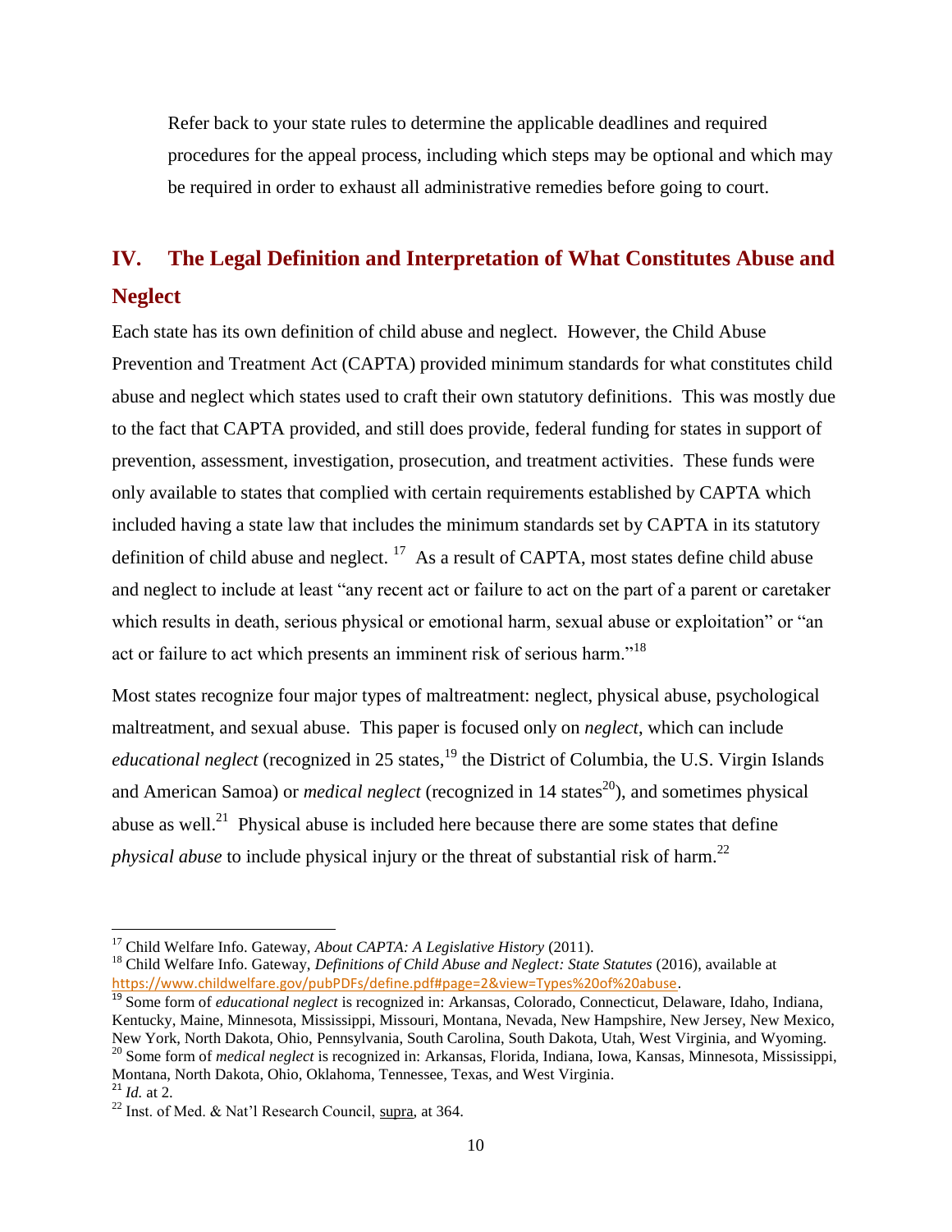Refer back to your state rules to determine the applicable deadlines and required procedures for the appeal process, including which steps may be optional and which may be required in order to exhaust all administrative remedies before going to court.

## IV. The Legal Definition and Interpretation of What Constitutes Abuse and Neglect

Each state has its own definition of child abuse and neglect. However, the Child Abuse Prevention and Treatment Act (CAPTA) provided minimum standards for what constitutes child abuse and neglect which states used to craft their own statutory definitions. This was mostly due to the fact that CAPTA provided, and still does provide, federal funding for states in support of prevention, assessment, investigation, prosecution, and treatment activities. These funds were only available to states that complied with certain requirements established by CAPTA which included having a state law that includes the minimum standards set by CAPTA in its statutory definition of child abuse and neglect. [17] As a result of CAPTA, most states define child abuse and neglect to include at least "any recent act or failure to act on the part of a parent or caretaker which results in death, serious physical or emotional harm, sexual abuse or exploitation" or "an act or failure to act which presents an imminent risk of serious harm."[18]

Most states recognize four major types of maltreatment: neglect, physical abuse, psychological maltreatment, and sexual abuse. This paper is focused only on *neglect*, which can include *educational neglect* (recognized in 25 states,[19] the District of Columbia, the U.S. Virgin Islands and American Samoa) or *medical neglect* (recognized in 14 states[20]), and sometimes physical abuse as well.[21] Physical abuse is included here because there are some states that define *physical abuse* to include physical injury or the threat of substantial risk of harm.[22]

---

[17] Child Welfare Info. Gateway, *About CAPTA: A Legislative History* (2011).

[18] Child Welfare Info. Gateway, *Definitions of Child Abuse and Neglect: State Statutes* (2016), available at https://www.childwelfare.gov/pubPDFs/define.pdf#page=2&view=Types%20of%20abuse.

[19] Some form of *educational neglect* is recognized in: Arkansas, Colorado, Connecticut, Delaware, Idaho, Indiana, Kentucky, Maine, Minnesota, Mississippi, Missouri, Montana, Nevada, New Hampshire, New Jersey, New Mexico, New York, North Dakota, Ohio, Pennsylvania, South Carolina, South Dakota, Utah, West Virginia, and Wyoming.

[20] Some form of *medical neglect* is recognized in: Arkansas, Florida, Indiana, Iowa, Kansas, Minnesota, Mississippi, Montana, North Dakota, Ohio, Oklahoma, Tennessee, Texas, and West Virginia.

[21] *Id.* at 2.

[22] Inst. of Med. & Nat'l Research Council, supra, at 364.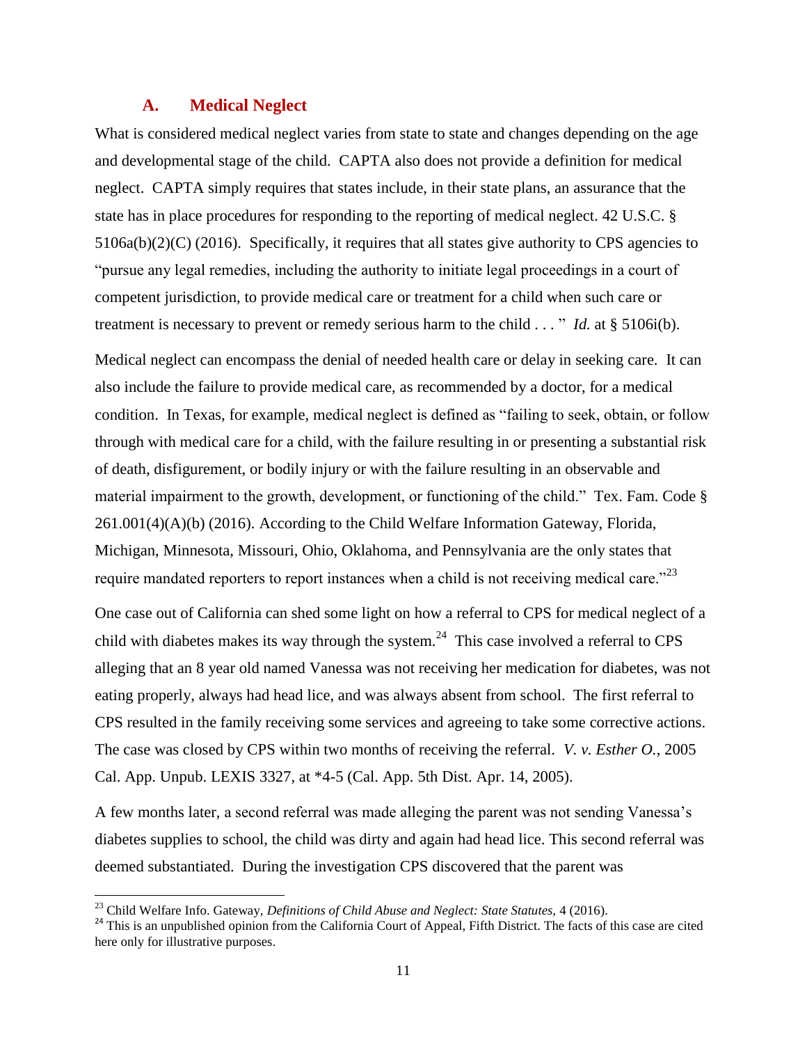## A. Medical Neglect

What is considered medical neglect varies from state to state and changes depending on the age and developmental stage of the child. CAPTA also does not provide a definition for medical neglect. CAPTA simply requires that states include, in their state plans, an assurance that the state has in place procedures for responding to the reporting of medical neglect. 42 U.S.C. § 5106a(b)(2)(C) (2016). Specifically, it requires that all states give authority to CPS agencies to "pursue any legal remedies, including the authority to initiate legal proceedings in a court of competent jurisdiction, to provide medical care or treatment for a child when such care or treatment is necessary to prevent or remedy serious harm to the child . . . " *Id.* at § 5106i(b).

Medical neglect can encompass the denial of needed health care or delay in seeking care. It can also include the failure to provide medical care, as recommended by a doctor, for a medical condition. In Texas, for example, medical neglect is defined as "failing to seek, obtain, or follow through with medical care for a child, with the failure resulting in or presenting a substantial risk of death, disfigurement, or bodily injury or with the failure resulting in an observable and material impairment to the growth, development, or functioning of the child." Tex. Fam. Code § 261.001(4)(A)(b) (2016). According to the Child Welfare Information Gateway, Florida, Michigan, Minnesota, Missouri, Ohio, Oklahoma, and Pennsylvania are the only states that require mandated reporters to report instances when a child is not receiving medical care."[23]

One case out of California can shed some light on how a referral to CPS for medical neglect of a child with diabetes makes its way through the system.[24] This case involved a referral to CPS alleging that an 8 year old named Vanessa was not receiving her medication for diabetes, was not eating properly, always had head lice, and was always absent from school. The first referral to CPS resulted in the family receiving some services and agreeing to take some corrective actions. The case was closed by CPS within two months of receiving the referral. *V. v. Esther O.*, 2005 Cal. App. Unpub. LEXIS 3327, at *4-5 (Cal. App. 5th Dist. Apr. 14, 2005).

A few months later, a second referral was made alleging the parent was not sending Vanessa's diabetes supplies to school, the child was dirty and again had head lice. This second referral was deemed substantiated. During the investigation CPS discovered that the parent was

[23] Child Welfare Info. Gateway, *Definitions of Child Abuse and Neglect: State Statutes*, 4 (2016).

[24] This is an unpublished opinion from the California Court of Appeal, Fifth District. The facts of this case are cited here only for illustrative purposes.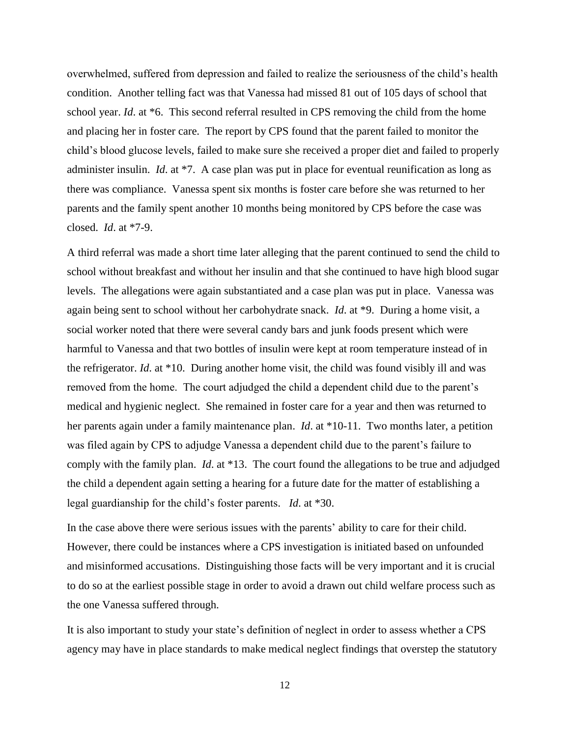overwhelmed, suffered from depression and failed to realize the seriousness of the child's health condition. Another telling fact was that Vanessa had missed 81 out of 105 days of school that school year. *Id*. at *6. This second referral resulted in CPS removing the child from the home and placing her in foster care. The report by CPS found that the parent failed to monitor the child's blood glucose levels, failed to make sure she received a proper diet and failed to properly administer insulin. *Id*. at *7. A case plan was put in place for eventual reunification as long as there was compliance. Vanessa spent six months is foster care before she was returned to her parents and the family spent another 10 months being monitored by CPS before the case was closed. *Id*. at *7-9.

A third referral was made a short time later alleging that the parent continued to send the child to school without breakfast and without her insulin and that she continued to have high blood sugar levels. The allegations were again substantiated and a case plan was put in place. Vanessa was again being sent to school without her carbohydrate snack. *Id*. at *9. During a home visit, a social worker noted that there were several candy bars and junk foods present which were harmful to Vanessa and that two bottles of insulin were kept at room temperature instead of in the refrigerator. *Id*. at *10. During another home visit, the child was found visibly ill and was removed from the home. The court adjudged the child a dependent child due to the parent's medical and hygienic neglect. She remained in foster care for a year and then was returned to her parents again under a family maintenance plan. *Id*. at *10-11. Two months later, a petition was filed again by CPS to adjudge Vanessa a dependent child due to the parent's failure to comply with the family plan. *Id*. at *13. The court found the allegations to be true and adjudged the child a dependent again setting a hearing for a future date for the matter of establishing a legal guardianship for the child's foster parents. *Id*. at *30.

In the case above there were serious issues with the parents' ability to care for their child. However, there could be instances where a CPS investigation is initiated based on unfounded and misinformed accusations. Distinguishing those facts will be very important and it is crucial to do so at the earliest possible stage in order to avoid a drawn out child welfare process such as the one Vanessa suffered through.

It is also important to study your state's definition of neglect in order to assess whether a CPS agency may have in place standards to make medical neglect findings that overstep the statutory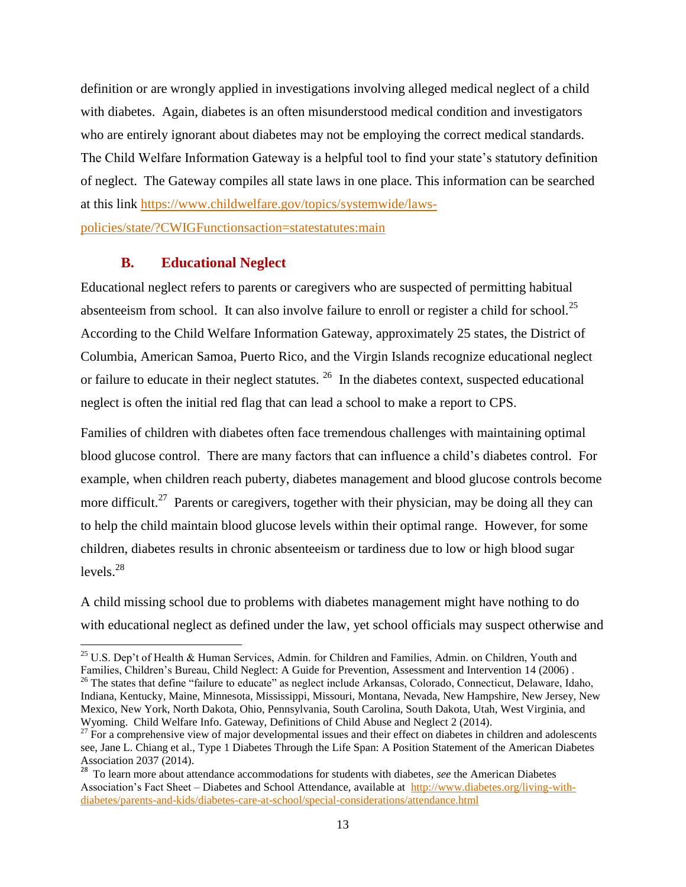definition or are wrongly applied in investigations involving alleged medical neglect of a child with diabetes. Again, diabetes is an often misunderstood medical condition and investigators who are entirely ignorant about diabetes may not be employing the correct medical standards. The Child Welfare Information Gateway is a helpful tool to find your state's statutory definition of neglect. The Gateway compiles all state laws in one place. This information can be searched at this link [https://www.childwelfare.gov/topics/systemwide/laws-policies/state/?CWIGFunctionsaction=statestatutes:main](https://www.childwelfare.gov/topics/systemwide/laws-policies/state/?CWIGFunctionsaction=statestatutes:main)

### B. Educational Neglect

Educational neglect refers to parents or caregivers who are suspected of permitting habitual absenteeism from school. It can also involve failure to enroll or register a child for school.[25] According to the Child Welfare Information Gateway, approximately 25 states, the District of Columbia, American Samoa, Puerto Rico, and the Virgin Islands recognize educational neglect or failure to educate in their neglect statutes. [26] In the diabetes context, suspected educational neglect is often the initial red flag that can lead a school to make a report to CPS.

Families of children with diabetes often face tremendous challenges with maintaining optimal blood glucose control. There are many factors that can influence a child's diabetes control. For example, when children reach puberty, diabetes management and blood glucose controls become more difficult.[27] Parents or caregivers, together with their physician, may be doing all they can to help the child maintain blood glucose levels within their optimal range. However, for some children, diabetes results in chronic absenteeism or tardiness due to low or high blood sugar levels.[28]

A child missing school due to problems with diabetes management might have nothing to do with educational neglect as defined under the law, yet school officials may suspect otherwise and

---

[25] U.S. Dep't of Health & Human Services, Admin. for Children and Families, Admin. on Children, Youth and Families, Children's Bureau, Child Neglect: A Guide for Prevention, Assessment and Intervention 14 (2006) .

[26] The states that define "failure to educate" as neglect include Arkansas, Colorado, Connecticut, Delaware, Idaho, Indiana, Kentucky, Maine, Minnesota, Mississippi, Missouri, Montana, Nevada, New Hampshire, New Jersey, New Mexico, New York, North Dakota, Ohio, Pennsylvania, South Carolina, South Dakota, Utah, West Virginia, and Wyoming. Child Welfare Info. Gateway, Definitions of Child Abuse and Neglect 2 (2014).

[27] For a comprehensive view of major developmental issues and their effect on diabetes in children and adolescents see, Jane L. Chiang et al., Type 1 Diabetes Through the Life Span: A Position Statement of the American Diabetes Association 2037 (2014).

[28] To learn more about attendance accommodations for students with diabetes, *see* the American Diabetes Association's Fact Sheet – Diabetes and School Attendance, available at [http://www.diabetes.org/living-with-diabetes/parents-and-kids/diabetes-care-at-school/special-considerations/attendance.html](http://www.diabetes.org/living-with-diabetes/parents-and-kids/diabetes-care-at-school/special-considerations/attendance.html)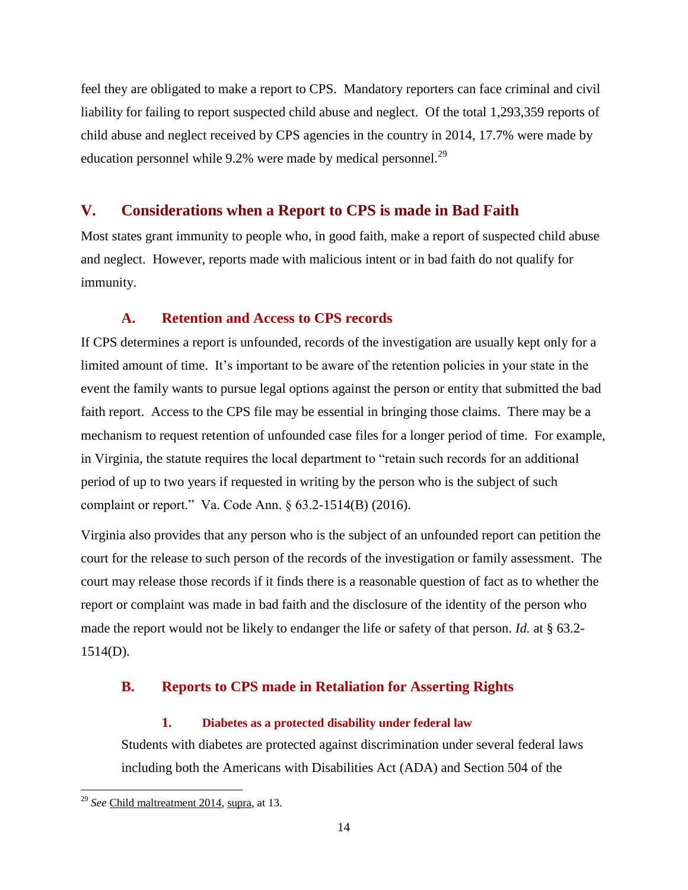feel they are obligated to make a report to CPS. Mandatory reporters can face criminal and civil liability for failing to report suspected child abuse and neglect. Of the total 1,293,359 reports of child abuse and neglect received by CPS agencies in the country in 2014, 17.7% were made by education personnel while 9.2% were made by medical personnel.[29]

## V. Considerations when a Report to CPS is made in Bad Faith

Most states grant immunity to people who, in good faith, make a report of suspected child abuse and neglect. However, reports made with malicious intent or in bad faith do not qualify for immunity.

### A. Retention and Access to CPS records

If CPS determines a report is unfounded, records of the investigation are usually kept only for a limited amount of time. It's important to be aware of the retention policies in your state in the event the family wants to pursue legal options against the person or entity that submitted the bad faith report. Access to the CPS file may be essential in bringing those claims. There may be a mechanism to request retention of unfounded case files for a longer period of time. For example, in Virginia, the statute requires the local department to "retain such records for an additional period of up to two years if requested in writing by the person who is the subject of such complaint or report." Va. Code Ann. § 63.2-1514(B) (2016).

Virginia also provides that any person who is the subject of an unfounded report can petition the court for the release to such person of the records of the investigation or family assessment. The court may release those records if it finds there is a reasonable question of fact as to whether the report or complaint was made in bad faith and the disclosure of the identity of the person who made the report would not be likely to endanger the life or safety of that person. *Id.* at § 63.2-1514(D).

### B. Reports to CPS made in Retaliation for Asserting Rights

#### 1. Diabetes as a protected disability under federal law

Students with diabetes are protected against discrimination under several federal laws including both the Americans with Disabilities Act (ADA) and Section 504 of the

---

[29] *See* Child maltreatment 2014, supra, at 13.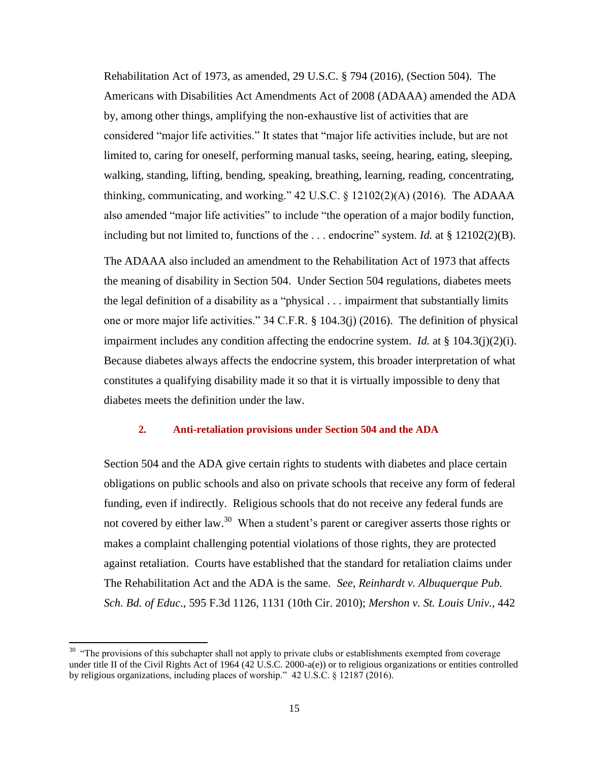Rehabilitation Act of 1973, as amended, 29 U.S.C. § 794 (2016), (Section 504). The Americans with Disabilities Act Amendments Act of 2008 (ADAAA) amended the ADA by, among other things, amplifying the non-exhaustive list of activities that are considered "major life activities." It states that "major life activities include, but are not limited to, caring for oneself, performing manual tasks, seeing, hearing, eating, sleeping, walking, standing, lifting, bending, speaking, breathing, learning, reading, concentrating, thinking, communicating, and working." 42 U.S.C. § 12102(2)(A) (2016). The ADAAA also amended "major life activities" to include "the operation of a major bodily function, including but not limited to, functions of the . . . endocrine" system. *Id.* at § 12102(2)(B).

The ADAAA also included an amendment to the Rehabilitation Act of 1973 that affects the meaning of disability in Section 504. Under Section 504 regulations, diabetes meets the legal definition of a disability as a "physical . . . impairment that substantially limits one or more major life activities." 34 C.F.R. § 104.3(j) (2016). The definition of physical impairment includes any condition affecting the endocrine system. *Id.* at § 104.3(j)(2)(i). Because diabetes always affects the endocrine system, this broader interpretation of what constitutes a qualifying disability made it so that it is virtually impossible to deny that diabetes meets the definition under the law.

### 2. Anti-retaliation provisions under Section 504 and the ADA

Section 504 and the ADA give certain rights to students with diabetes and place certain obligations on public schools and also on private schools that receive any form of federal funding, even if indirectly. Religious schools that do not receive any federal funds are not covered by either law.[30] When a student's parent or caregiver asserts those rights or makes a complaint challenging potential violations of those rights, they are protected against retaliation. Courts have established that the standard for retaliation claims under The Rehabilitation Act and the ADA is the same. *See*, *Reinhardt v. Albuquerque Pub. Sch. Bd. of Educ*., 595 F.3d 1126, 1131 (10th Cir. 2010); *Mershon v. St. Louis Univ.*, 442

---

[30] "The provisions of this subchapter shall not apply to private clubs or establishments exempted from coverage under title II of the Civil Rights Act of 1964 (42 U.S.C. 2000-a(e)) or to religious organizations or entities controlled by religious organizations, including places of worship." 42 U.S.C. § 12187 (2016).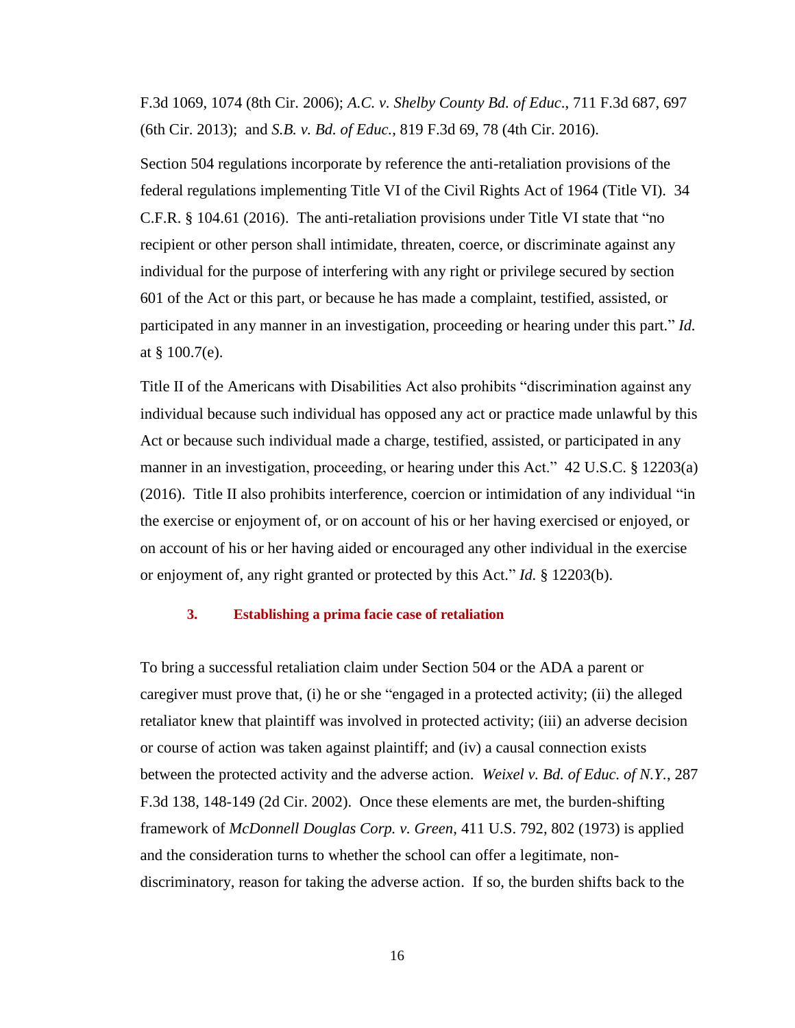F.3d 1069, 1074 (8th Cir. 2006); *A.C. v. Shelby County Bd. of Educ*., 711 F.3d 687, 697 (6th Cir. 2013); and *S.B. v. Bd. of Educ.*, 819 F.3d 69, 78 (4th Cir. 2016).

Section 504 regulations incorporate by reference the anti-retaliation provisions of the federal regulations implementing Title VI of the Civil Rights Act of 1964 (Title VI). 34 C.F.R. § 104.61 (2016). The anti-retaliation provisions under Title VI state that "no recipient or other person shall intimidate, threaten, coerce, or discriminate against any individual for the purpose of interfering with any right or privilege secured by section 601 of the Act or this part, or because he has made a complaint, testified, assisted, or participated in any manner in an investigation, proceeding or hearing under this part." *Id.* at § 100.7(e).

Title II of the Americans with Disabilities Act also prohibits "discrimination against any individual because such individual has opposed any act or practice made unlawful by this Act or because such individual made a charge, testified, assisted, or participated in any manner in an investigation, proceeding, or hearing under this Act." 42 U.S.C. § 12203(a) (2016). Title II also prohibits interference, coercion or intimidation of any individual "in the exercise or enjoyment of, or on account of his or her having exercised or enjoyed, or on account of his or her having aided or encouraged any other individual in the exercise or enjoyment of, any right granted or protected by this Act." *Id.* § 12203(b).

### 3. Establishing a prima facie case of retaliation

To bring a successful retaliation claim under Section 504 or the ADA a parent or caregiver must prove that, (i) he or she "engaged in a protected activity; (ii) the alleged retaliator knew that plaintiff was involved in protected activity; (iii) an adverse decision or course of action was taken against plaintiff; and (iv) a causal connection exists between the protected activity and the adverse action. *Weixel v. Bd. of Educ. of N.Y.*, 287 F.3d 138, 148-149 (2d Cir. 2002). Once these elements are met, the burden-shifting framework of *McDonnell Douglas Corp. v. Green*, 411 U.S. 792, 802 (1973) is applied and the consideration turns to whether the school can offer a legitimate, non-discriminatory, reason for taking the adverse action. If so, the burden shifts back to the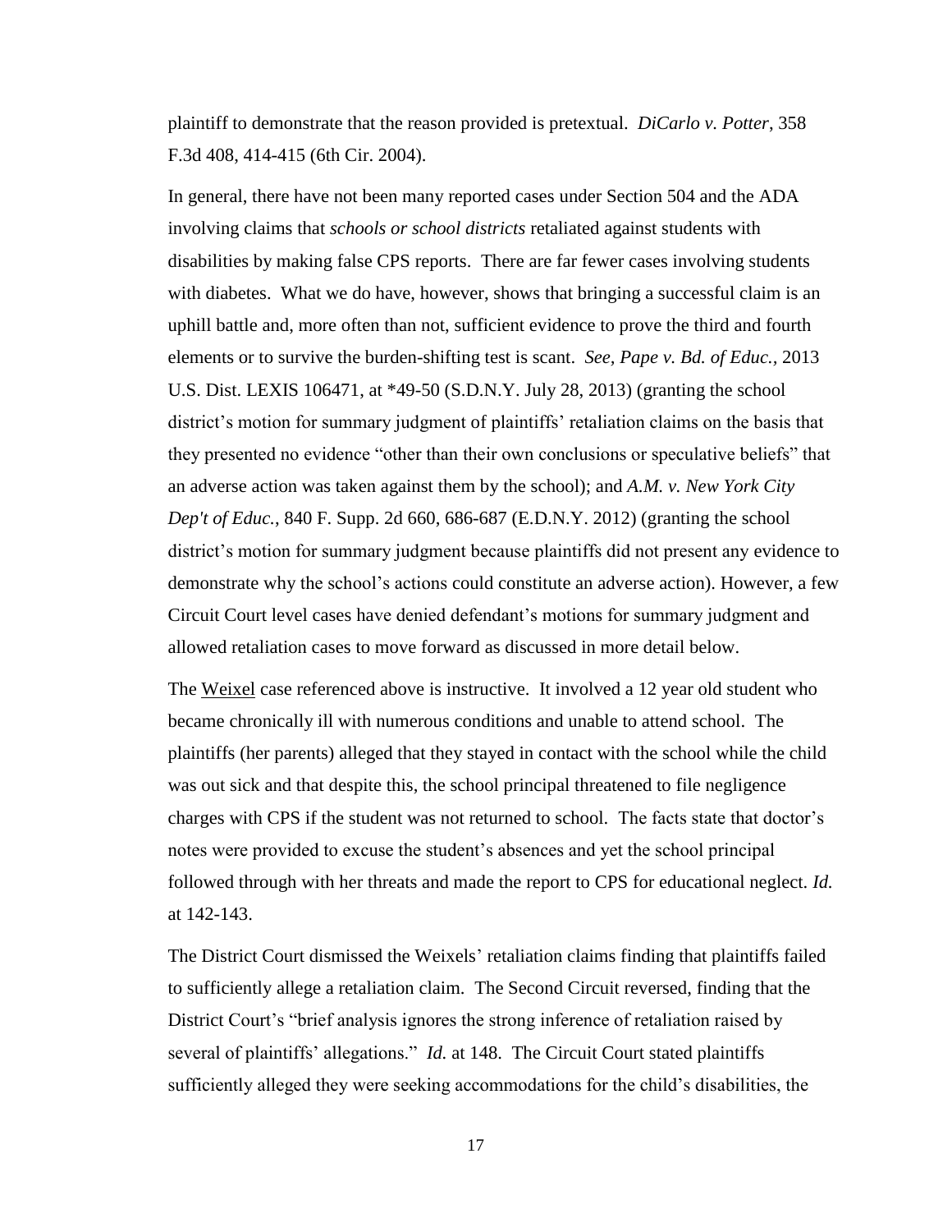plaintiff to demonstrate that the reason provided is pretextual. *DiCarlo v. Potter*, 358 F.3d 408, 414-415 (6th Cir. 2004).

In general, there have not been many reported cases under Section 504 and the ADA involving claims that *schools or school districts* retaliated against students with disabilities by making false CPS reports. There are far fewer cases involving students with diabetes. What we do have, however, shows that bringing a successful claim is an uphill battle and, more often than not, sufficient evidence to prove the third and fourth elements or to survive the burden-shifting test is scant. *See, Pape v. Bd. of Educ.*, 2013 U.S. Dist. LEXIS 106471, at *49-50 (S.D.N.Y. July 28, 2013) (granting the school district's motion for summary judgment of plaintiffs' retaliation claims on the basis that they presented no evidence "other than their own conclusions or speculative beliefs" that an adverse action was taken against them by the school); and *A.M. v. New York City Dep't of Educ.*, 840 F. Supp. 2d 660, 686-687 (E.D.N.Y. 2012) (granting the school district's motion for summary judgment because plaintiffs did not present any evidence to demonstrate why the school's actions could constitute an adverse action). However, a few Circuit Court level cases have denied defendant's motions for summary judgment and allowed retaliation cases to move forward as discussed in more detail below.

The Weixel case referenced above is instructive. It involved a 12 year old student who became chronically ill with numerous conditions and unable to attend school. The plaintiffs (her parents) alleged that they stayed in contact with the school while the child was out sick and that despite this, the school principal threatened to file negligence charges with CPS if the student was not returned to school. The facts state that doctor's notes were provided to excuse the student's absences and yet the school principal followed through with her threats and made the report to CPS for educational neglect. *Id.* at 142-143.

The District Court dismissed the Weixels' retaliation claims finding that plaintiffs failed to sufficiently allege a retaliation claim. The Second Circuit reversed, finding that the District Court's "brief analysis ignores the strong inference of retaliation raised by several of plaintiffs' allegations." *Id.* at 148. The Circuit Court stated plaintiffs sufficiently alleged they were seeking accommodations for the child's disabilities, the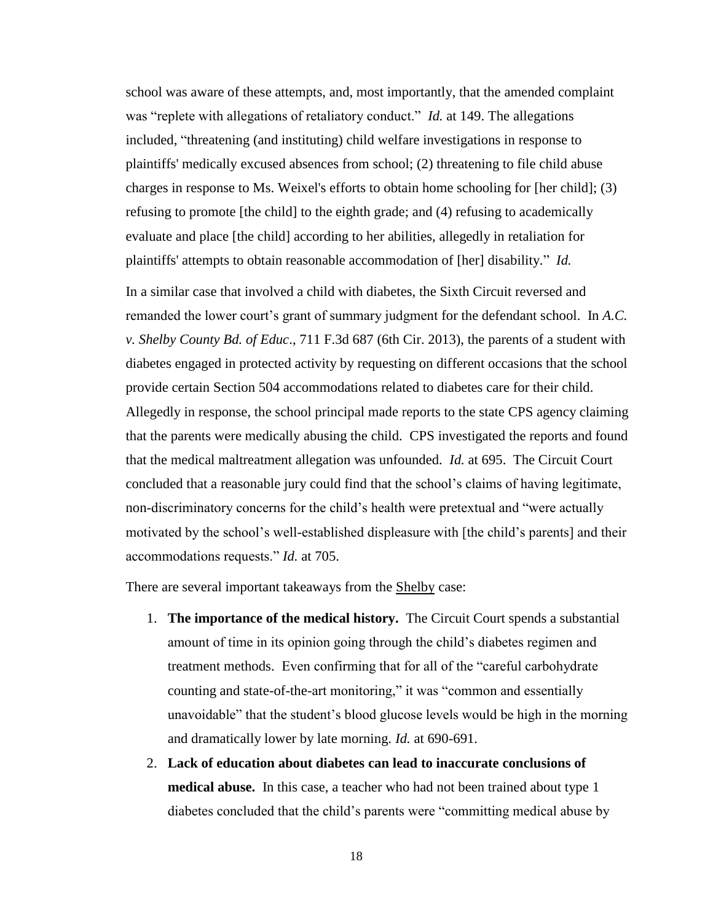school was aware of these attempts, and, most importantly, that the amended complaint was "replete with allegations of retaliatory conduct." *Id.* at 149. The allegations included, "threatening (and instituting) child welfare investigations in response to plaintiffs' medically excused absences from school; (2) threatening to file child abuse charges in response to Ms. Weixel's efforts to obtain home schooling for [her child]; (3) refusing to promote [the child] to the eighth grade; and (4) refusing to academically evaluate and place [the child] according to her abilities, allegedly in retaliation for plaintiffs' attempts to obtain reasonable accommodation of [her] disability." *Id.*

In a similar case that involved a child with diabetes, the Sixth Circuit reversed and remanded the lower court's grant of summary judgment for the defendant school. In *A.C. v. Shelby County Bd. of Educ*., 711 F.3d 687 (6th Cir. 2013), the parents of a student with diabetes engaged in protected activity by requesting on different occasions that the school provide certain Section 504 accommodations related to diabetes care for their child. Allegedly in response, the school principal made reports to the state CPS agency claiming that the parents were medically abusing the child. CPS investigated the reports and found that the medical maltreatment allegation was unfounded. *Id.* at 695. The Circuit Court concluded that a reasonable jury could find that the school's claims of having legitimate, non-discriminatory concerns for the child's health were pretextual and "were actually motivated by the school's well-established displeasure with [the child's parents] and their accommodations requests." *Id.* at 705.

There are several important takeaways from the Shelby case:

1. **The importance of the medical history.** The Circuit Court spends a substantial amount of time in its opinion going through the child's diabetes regimen and treatment methods. Even confirming that for all of the "careful carbohydrate counting and state-of-the-art monitoring," it was "common and essentially unavoidable" that the student's blood glucose levels would be high in the morning and dramatically lower by late morning. *Id.* at 690-691.
2. **Lack of education about diabetes can lead to inaccurate conclusions of medical abuse.** In this case, a teacher who had not been trained about type 1 diabetes concluded that the child's parents were "committing medical abuse by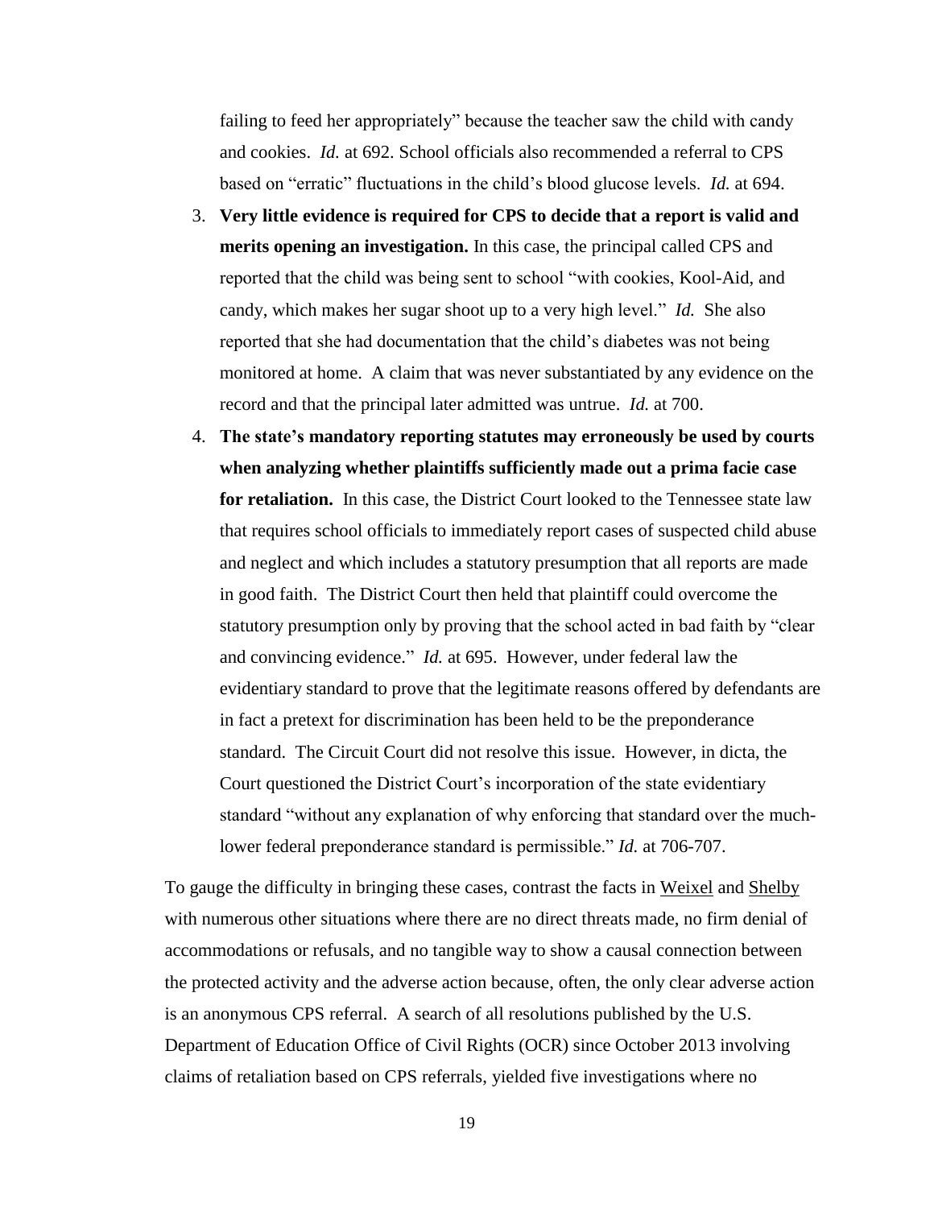failing to feed her appropriately" because the teacher saw the child with candy and cookies. *Id.* at 692. School officials also recommended a referral to CPS based on "erratic" fluctuations in the child's blood glucose levels. *Id.* at 694.

3. **Very little evidence is required for CPS to decide that a report is valid and merits opening an investigation.** In this case, the principal called CPS and reported that the child was being sent to school "with cookies, Kool-Aid, and candy, which makes her sugar shoot up to a very high level." *Id.* She also reported that she had documentation that the child's diabetes was not being monitored at home. A claim that was never substantiated by any evidence on the record and that the principal later admitted was untrue. *Id.* at 700.

4. **The state's mandatory reporting statutes may erroneously be used by courts when analyzing whether plaintiffs sufficiently made out a prima facie case for retaliation.** In this case, the District Court looked to the Tennessee state law that requires school officials to immediately report cases of suspected child abuse and neglect and which includes a statutory presumption that all reports are made in good faith. The District Court then held that plaintiff could overcome the statutory presumption only by proving that the school acted in bad faith by "clear and convincing evidence." *Id.* at 695. However, under federal law the evidentiary standard to prove that the legitimate reasons offered by defendants are in fact a pretext for discrimination has been held to be the preponderance standard. The Circuit Court did not resolve this issue. However, in dicta, the Court questioned the District Court's incorporation of the state evidentiary standard "without any explanation of why enforcing that standard over the much-lower federal preponderance standard is permissible." *Id.* at 706-707.

To gauge the difficulty in bringing these cases, contrast the facts in Weixel and Shelby with numerous other situations where there are no direct threats made, no firm denial of accommodations or refusals, and no tangible way to show a causal connection between the protected activity and the adverse action because, often, the only clear adverse action is an anonymous CPS referral. A search of all resolutions published by the U.S. Department of Education Office of Civil Rights (OCR) since October 2013 involving claims of retaliation based on CPS referrals, yielded five investigations where no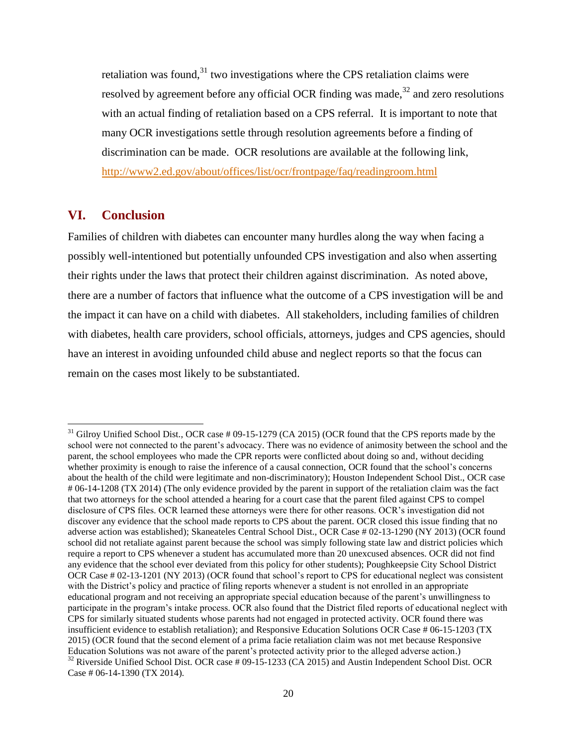retaliation was found,[31] two investigations where the CPS retaliation claims were resolved by agreement before any official OCR finding was made,[32] and zero resolutions with an actual finding of retaliation based on a CPS referral. It is important to note that many OCR investigations settle through resolution agreements before a finding of discrimination can be made. OCR resolutions are available at the following link, http://www2.ed.gov/about/offices/list/ocr/frontpage/faq/readingroom.html

## VI. Conclusion

Families of children with diabetes can encounter many hurdles along the way when facing a possibly well-intentioned but potentially unfounded CPS investigation and also when asserting their rights under the laws that protect their children against discrimination. As noted above, there are a number of factors that influence what the outcome of a CPS investigation will be and the impact it can have on a child with diabetes. All stakeholders, including families of children with diabetes, health care providers, school officials, attorneys, judges and CPS agencies, should have an interest in avoiding unfounded child abuse and neglect reports so that the focus can remain on the cases most likely to be substantiated.

---

[31] Gilroy Unified School Dist., OCR case # 09-15-1279 (CA 2015) (OCR found that the CPS reports made by the school were not connected to the parent's advocacy. There was no evidence of animosity between the school and the parent, the school employees who made the CPR reports were conflicted about doing so and, without deciding whether proximity is enough to raise the inference of a causal connection, OCR found that the school's concerns about the health of the child were legitimate and non-discriminatory); Houston Independent School Dist., OCR case # 06-14-1208 (TX 2014) (The only evidence provided by the parent in support of the retaliation claim was the fact that two attorneys for the school attended a hearing for a court case that the parent filed against CPS to compel disclosure of CPS files. OCR learned these attorneys were there for other reasons. OCR's investigation did not discover any evidence that the school made reports to CPS about the parent. OCR closed this issue finding that no adverse action was established); Skaneateles Central School Dist., OCR Case # 02-13-1290 (NY 2013) (OCR found school did not retaliate against parent because the school was simply following state law and district policies which require a report to CPS whenever a student has accumulated more than 20 unexcused absences. OCR did not find any evidence that the school ever deviated from this policy for other students); Poughkeepsie City School District OCR Case # 02-13-1201 (NY 2013) (OCR found that school's report to CPS for educational neglect was consistent with the District's policy and practice of filing reports whenever a student is not enrolled in an appropriate educational program and not receiving an appropriate special education because of the parent's unwillingness to participate in the program's intake process. OCR also found that the District filed reports of educational neglect with CPS for similarly situated students whose parents had not engaged in protected activity. OCR found there was insufficient evidence to establish retaliation); and Responsive Education Solutions OCR Case # 06-15-1203 (TX 2015) (OCR found that the second element of a prima facie retaliation claim was not met because Responsive Education Solutions was not aware of the parent's protected activity prior to the alleged adverse action.)

[32] Riverside Unified School Dist. OCR case # 09-15-1233 (CA 2015) and Austin Independent School Dist. OCR Case # 06-14-1390 (TX 2014).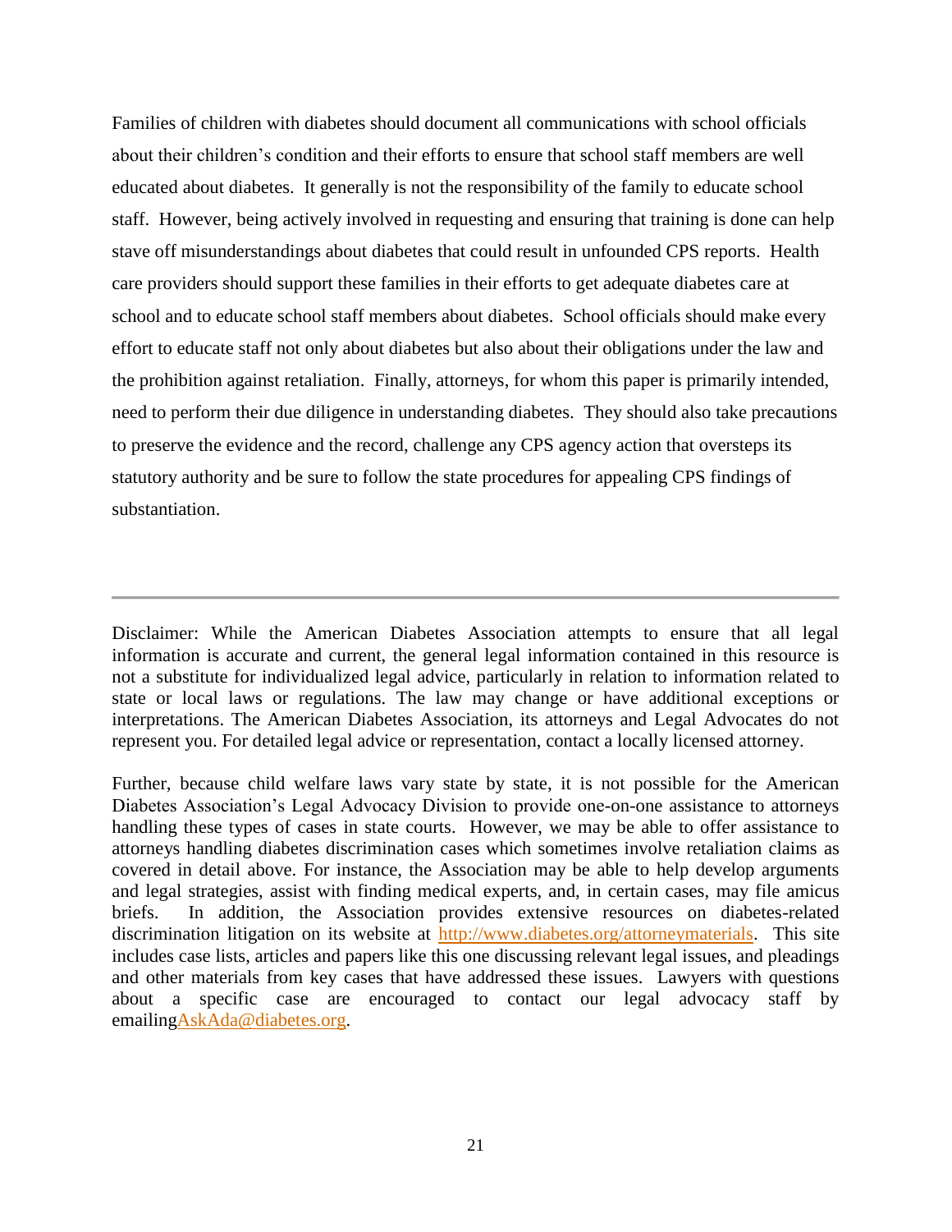Families of children with diabetes should document all communications with school officials about their children's condition and their efforts to ensure that school staff members are well educated about diabetes. It generally is not the responsibility of the family to educate school staff. However, being actively involved in requesting and ensuring that training is done can help stave off misunderstandings about diabetes that could result in unfounded CPS reports. Health care providers should support these families in their efforts to get adequate diabetes care at school and to educate school staff members about diabetes. School officials should make every effort to educate staff not only about diabetes but also about their obligations under the law and the prohibition against retaliation. Finally, attorneys, for whom this paper is primarily intended, need to perform their due diligence in understanding diabetes. They should also take precautions to preserve the evidence and the record, challenge any CPS agency action that oversteps its statutory authority and be sure to follow the state procedures for appealing CPS findings of substantiation.

---

Disclaimer: While the American Diabetes Association attempts to ensure that all legal information is accurate and current, the general legal information contained in this resource is not a substitute for individualized legal advice, particularly in relation to information related to state or local laws or regulations. The law may change or have additional exceptions or interpretations. The American Diabetes Association, its attorneys and Legal Advocates do not represent you. For detailed legal advice or representation, contact a locally licensed attorney.

Further, because child welfare laws vary state by state, it is not possible for the American Diabetes Association's Legal Advocacy Division to provide one-on-one assistance to attorneys handling these types of cases in state courts. However, we may be able to offer assistance to attorneys handling diabetes discrimination cases which sometimes involve retaliation claims as covered in detail above. For instance, the Association may be able to help develop arguments and legal strategies, assist with finding medical experts, and, in certain cases, may file amicus briefs. In addition, the Association provides extensive resources on diabetes-related discrimination litigation on its website at http://www.diabetes.org/attorneymaterials. This site includes case lists, articles and papers like this one discussing relevant legal issues, and pleadings and other materials from key cases that have addressed these issues. Lawyers with questions about a specific case are encouraged to contact our legal advocacy staff by emailingAskAda@diabetes.org.